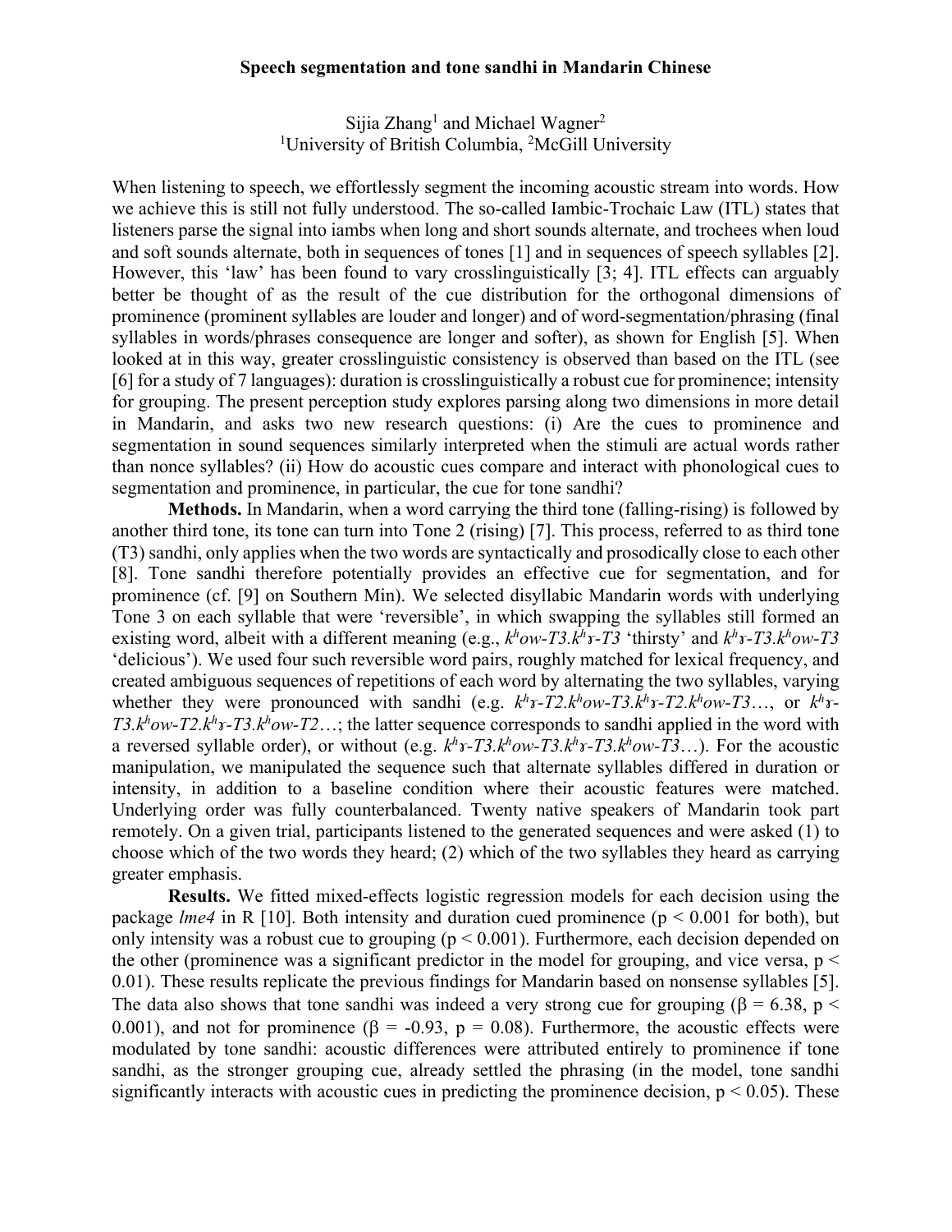# Speech segmentation and tone sandhi in Mandarin Chinese

Sijia Zhang[1] and Michael Wagner[2]
[1]University of British Columbia, [2]McGill University

When listening to speech, we effortlessly segment the incoming acoustic stream into words. How we achieve this is still not fully understood. The so-called Iambic-Trochaic Law (ITL) states that listeners parse the signal into iambs when long and short sounds alternate, and trochees when loud and soft sounds alternate, both in sequences of tones [1] and in sequences of speech syllables [2]. However, this 'law' has been found to vary crosslinguistically [3; 4]. ITL effects can arguably better be thought of as the result of the cue distribution for the orthogonal dimensions of prominence (prominent syllables are louder and longer) and of word-segmentation/phrasing (final syllables in words/phrases consequence are longer and softer), as shown for English [5]. When looked at in this way, greater crosslinguistic consistency is observed than based on the ITL (see [6] for a study of 7 languages): duration is crosslinguistically a robust cue for prominence; intensity for grouping. The present perception study explores parsing along two dimensions in more detail in Mandarin, and asks two new research questions: (i) Are the cues to prominence and segmentation in sound sequences similarly interpreted when the stimuli are actual words rather than nonce syllables? (ii) How do acoustic cues compare and interact with phonological cues to segmentation and prominence, in particular, the cue for tone sandhi?

**Methods.** In Mandarin, when a word carrying the third tone (falling-rising) is followed by another third tone, its tone can turn into Tone 2 (rising) [7]. This process, referred to as third tone (T3) sandhi, only applies when the two words are syntactically and prosodically close to each other [8]. Tone sandhi therefore potentially provides an effective cue for segmentation, and for prominence (cf. [9] on Southern Min). We selected disyllabic Mandarin words with underlying Tone 3 on each syllable that were 'reversible', in which swapping the syllables still formed an existing word, albeit with a different meaning (e.g., *kʰow-T3.kʰɤ-T3* 'thirsty' and *kʰɤ-T3.kʰow-T3* 'delicious'). We used four such reversible word pairs, roughly matched for lexical frequency, and created ambiguous sequences of repetitions of each word by alternating the two syllables, varying whether they were pronounced with sandhi (e.g. *kʰɤ-T2.kʰow-T3.kʰɤ-T2.kʰow-T3*…, or *kʰɤ-T3.kʰow-T2.kʰɤ-T3.kʰow-T2*…; the latter sequence corresponds to sandhi applied in the word with a reversed syllable order), or without (e.g. *kʰɤ-T3.kʰow-T3.kʰɤ-T3.kʰow-T3*…). For the acoustic manipulation, we manipulated the sequence such that alternate syllables differed in duration or intensity, in addition to a baseline condition where their acoustic features were matched. Underlying order was fully counterbalanced. Twenty native speakers of Mandarin took part remotely. On a given trial, participants listened to the generated sequences and were asked (1) to choose which of the two words they heard; (2) which of the two syllables they heard as carrying greater emphasis.

**Results.** We fitted mixed-effects logistic regression models for each decision using the package *lme4* in R [10]. Both intensity and duration cued prominence ($p < 0.001$ for both), but only intensity was a robust cue to grouping ($p < 0.001$). Furthermore, each decision depended on the other (prominence was a significant predictor in the model for grouping, and vice versa, $p < 0.01$). These results replicate the previous findings for Mandarin based on nonsense syllables [5]. The data also shows that tone sandhi was indeed a very strong cue for grouping ($\beta = 6.38$, $p < 0.001$), and not for prominence ($\beta = -0.93$, $p = 0.08$). Furthermore, the acoustic effects were modulated by tone sandhi: acoustic differences were attributed entirely to prominence if tone sandhi, as the stronger grouping cue, already settled the phrasing (in the model, tone sandhi significantly interacts with acoustic cues in predicting the prominence decision, $p < 0.05$). These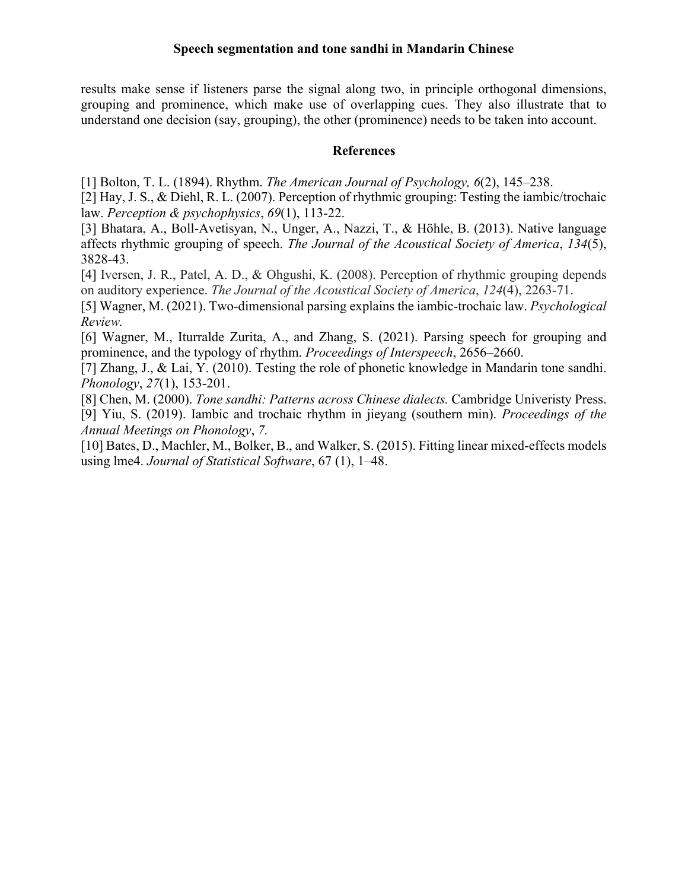results make sense if listeners parse the signal along two, in principle orthogonal dimensions, grouping and prominence, which make use of overlapping cues. They also illustrate that to understand one decision (say, grouping), the other (prominence) needs to be taken into account.

## References

[1] Bolton, T. L. (1894). Rhythm. *The American Journal of Psychology, 6*(2), 145–238.
[2] Hay, J. S., & Diehl, R. L. (2007). Perception of rhythmic grouping: Testing the iambic/trochaic law. *Perception & psychophysics*, *69*(1), 113-22.
[3] Bhatara, A., Boll-Avetisyan, N., Unger, A., Nazzi, T., & Höhle, B. (2013). Native language affects rhythmic grouping of speech. *The Journal of the Acoustical Society of America*, *134*(5), 3828-43.
[4] Iversen, J. R., Patel, A. D., & Ohgushi, K. (2008). Perception of rhythmic grouping depends on auditory experience. *The Journal of the Acoustical Society of America*, *124*(4), 2263-71.
[5] Wagner, M. (2021). Two-dimensional parsing explains the iambic-trochaic law. *Psychological Review.*
[6] Wagner, M., Iturralde Zurita, A., and Zhang, S. (2021). Parsing speech for grouping and prominence, and the typology of rhythm. *Proceedings of Interspeech*, 2656–2660.
[7] Zhang, J., & Lai, Y. (2010). Testing the role of phonetic knowledge in Mandarin tone sandhi. *Phonology*, *27*(1), 153-201.
[8] Chen, M. (2000). *Tone sandhi: Patterns across Chinese dialects.* Cambridge Univeristy Press.
[9] Yiu, S. (2019). Iambic and trochaic rhythm in jieyang (southern min). *Proceedings of the Annual Meetings on Phonology*, *7.*
[10] Bates, D., Machler, M., Bolker, B., and Walker, S. (2015). Fitting linear mixed-effects models using lme4. *Journal of Statistical Software*, 67 (1), 1–48.